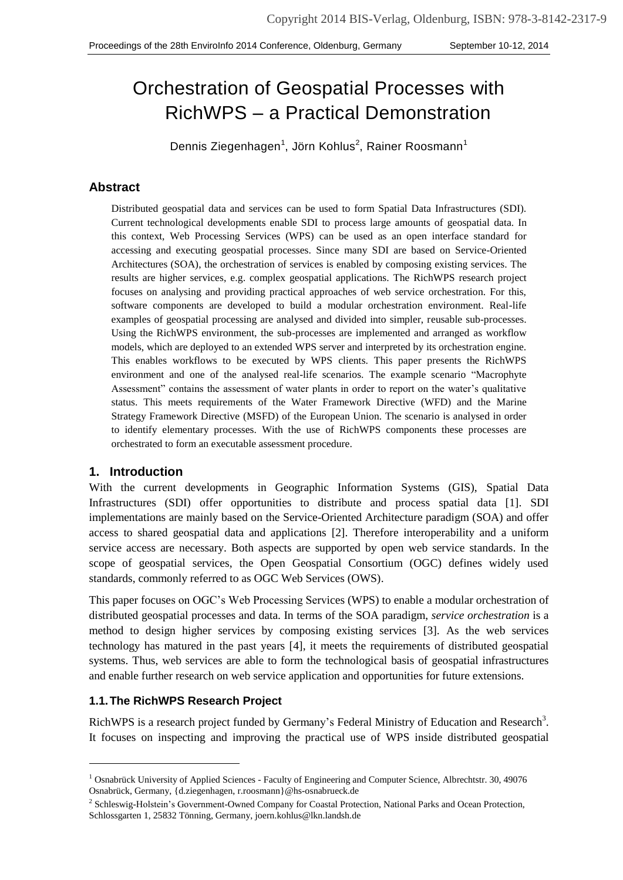# Orchestration of Geospatial Processes with RichWPS – a Practical Demonstration

Dennis Ziegenhagen[1], Jörn Kohlus[2], Rainer Roosmann[1]

## Abstract

Distributed geospatial data and services can be used to form Spatial Data Infrastructures (SDI). Current technological developments enable SDI to process large amounts of geospatial data. In this context, Web Processing Services (WPS) can be used as an open interface standard for accessing and executing geospatial processes. Since many SDI are based on Service-Oriented Architectures (SOA), the orchestration of services is enabled by composing existing services. The results are higher services, e.g. complex geospatial applications. The RichWPS research project focuses on analysing and providing practical approaches of web service orchestration. For this, software components are developed to build a modular orchestration environment. Real-life examples of geospatial processing are analysed and divided into simpler, reusable sub-processes. Using the RichWPS environment, the sub-processes are implemented and arranged as workflow models, which are deployed to an extended WPS server and interpreted by its orchestration engine. This enables workflows to be executed by WPS clients. This paper presents the RichWPS environment and one of the analysed real-life scenarios. The example scenario "Macrophyte Assessment" contains the assessment of water plants in order to report on the water's qualitative status. This meets requirements of the Water Framework Directive (WFD) and the Marine Strategy Framework Directive (MSFD) of the European Union. The scenario is analysed in order to identify elementary processes. With the use of RichWPS components these processes are orchestrated to form an executable assessment procedure.

## 1. Introduction

With the current developments in Geographic Information Systems (GIS), Spatial Data Infrastructures (SDI) offer opportunities to distribute and process spatial data [1]. SDI implementations are mainly based on the Service-Oriented Architecture paradigm (SOA) and offer access to shared geospatial data and applications [2]. Therefore interoperability and a uniform service access are necessary. Both aspects are supported by open web service standards. In the scope of geospatial services, the Open Geospatial Consortium (OGC) defines widely used standards, commonly referred to as OGC Web Services (OWS).

This paper focuses on OGC's Web Processing Services (WPS) to enable a modular orchestration of distributed geospatial processes and data. In terms of the SOA paradigm, *service orchestration* is a method to design higher services by composing existing services [3]. As the web services technology has matured in the past years [4], it meets the requirements of distributed geospatial systems. Thus, web services are able to form the technological basis of geospatial infrastructures and enable further research on web service application and opportunities for future extensions.

### 1.1. The RichWPS Research Project

RichWPS is a research project funded by Germany's Federal Ministry of Education and Research[3]. It focuses on inspecting and improving the practical use of WPS inside distributed geospatial

---

[1] Osnabrück University of Applied Sciences - Faculty of Engineering and Computer Science, Albrechtstr. 30, 49076 Osnabrück, Germany, {d.ziegenhagen, r.roosmann}@hs-osnabrueck.de

[2] Schleswig-Holstein's Government-Owned Company for Coastal Protection, National Parks and Ocean Protection, Schlossgarten 1, 25832 Tönning, Germany, joern.kohlus@lkn.landsh.de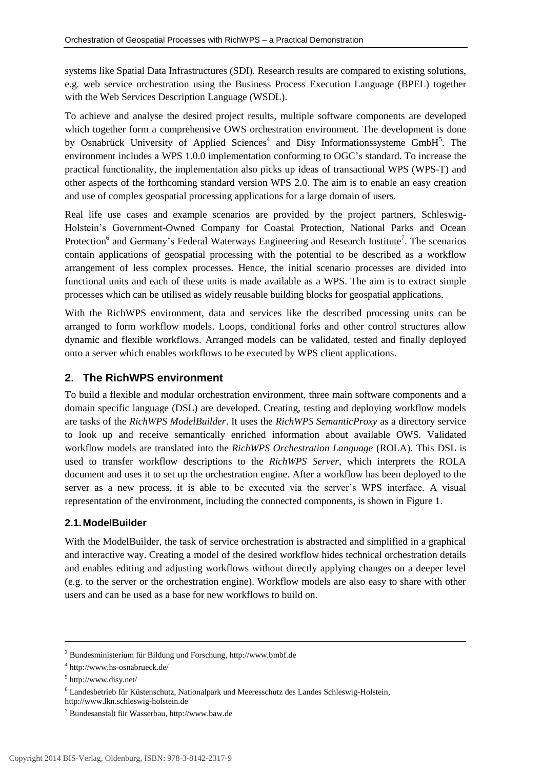systems like Spatial Data Infrastructures (SDI). Research results are compared to existing solutions, e.g. web service orchestration using the Business Process Execution Language (BPEL) together with the Web Services Description Language (WSDL).

To achieve and analyse the desired project results, multiple software components are developed which together form a comprehensive OWS orchestration environment. The development is done by Osnabrück University of Applied Sciences[4] and Disy Informationssysteme GmbH[5]. The environment includes a WPS 1.0.0 implementation conforming to OGC's standard. To increase the practical functionality, the implementation also picks up ideas of transactional WPS (WPS-T) and other aspects of the forthcoming standard version WPS 2.0. The aim is to enable an easy creation and use of complex geospatial processing applications for a large domain of users.

Real life use cases and example scenarios are provided by the project partners, Schleswig-Holstein's Government-Owned Company for Coastal Protection, National Parks and Ocean Protection[6] and Germany's Federal Waterways Engineering and Research Institute[7]. The scenarios contain applications of geospatial processing with the potential to be described as a workflow arrangement of less complex processes. Hence, the initial scenario processes are divided into functional units and each of these units is made available as a WPS. The aim is to extract simple processes which can be utilised as widely reusable building blocks for geospatial applications.

With the RichWPS environment, data and services like the described processing units can be arranged to form workflow models. Loops, conditional forks and other control structures allow dynamic and flexible workflows. Arranged models can be validated, tested and finally deployed onto a server which enables workflows to be executed by WPS client applications.

## 2. The RichWPS environment

To build a flexible and modular orchestration environment, three main software components and a domain specific language (DSL) are developed. Creating, testing and deploying workflow models are tasks of the *RichWPS ModelBuilder*. It uses the *RichWPS SemanticProxy* as a directory service to look up and receive semantically enriched information about available OWS. Validated workflow models are translated into the *RichWPS Orchestration Language* (ROLA). This DSL is used to transfer workflow descriptions to the *RichWPS Server*, which interprets the ROLA document and uses it to set up the orchestration engine. After a workflow has been deployed to the server as a new process, it is able to be executed via the server's WPS interface. A visual representation of the environment, including the connected components, is shown in Figure 1.

### 2.1. ModelBuilder

With the ModelBuilder, the task of service orchestration is abstracted and simplified in a graphical and interactive way. Creating a model of the desired workflow hides technical orchestration details and enables editing and adjusting workflows without directly applying changes on a deeper level (e.g. to the server or the orchestration engine). Workflow models are also easy to share with other users and can be used as a base for new workflows to build on.

---

[3] Bundesministerium für Bildung und Forschung, http://www.bmbf.de

[4] http://www.hs-osnabrueck.de/

[5] http://www.disy.net/

[6] Landesbetrieb für Küstenschutz, Nationalpark und Meeresschutz des Landes Schleswig-Holstein, http://www.lkn.schleswig-holstein.de

[7] Bundesanstalt für Wasserbau, http://www.baw.de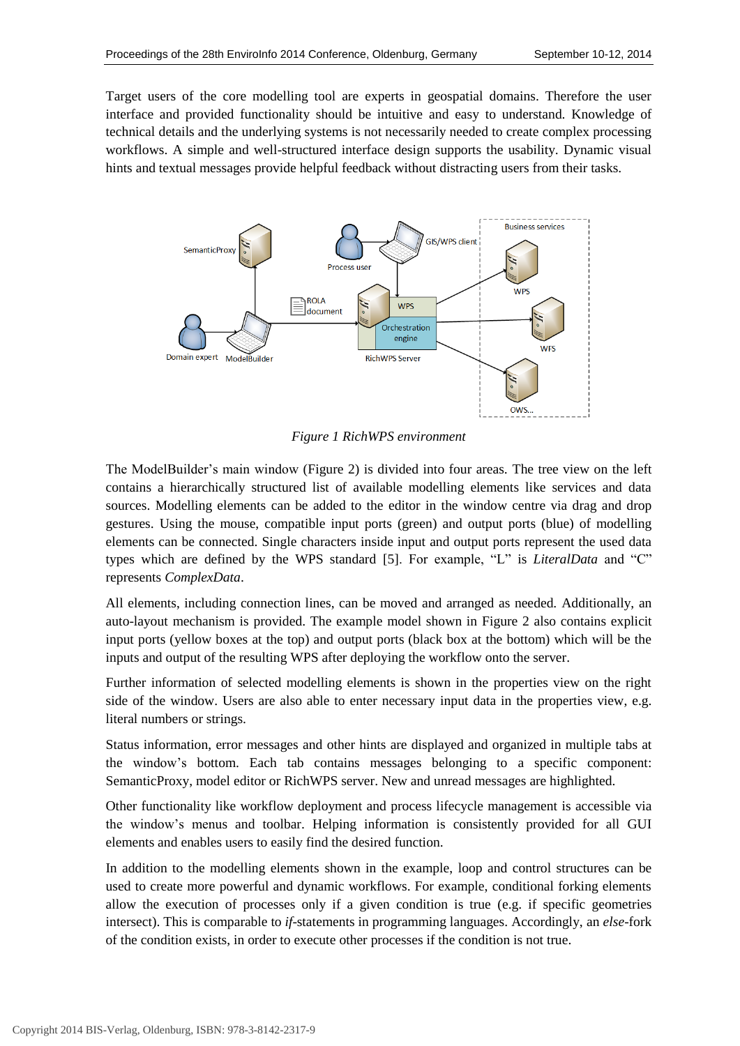Target users of the core modelling tool are experts in geospatial domains. Therefore the user interface and provided functionality should be intuitive and easy to understand. Knowledge of technical details and the underlying systems is not necessarily needed to create complex processing workflows. A simple and well-structured interface design supports the usability. Dynamic visual hints and textual messages provide helpful feedback without distracting users from their tasks.

*Figure 1 RichWPS environment*

The ModelBuilder's main window (Figure 2) is divided into four areas. The tree view on the left contains a hierarchically structured list of available modelling elements like services and data sources. Modelling elements can be added to the editor in the window centre via drag and drop gestures. Using the mouse, compatible input ports (green) and output ports (blue) of modelling elements can be connected. Single characters inside input and output ports represent the used data types which are defined by the WPS standard [5]. For example, "L" is *LiteralData* and "C" represents *ComplexData*.

All elements, including connection lines, can be moved and arranged as needed. Additionally, an auto-layout mechanism is provided. The example model shown in Figure 2 also contains explicit input ports (yellow boxes at the top) and output ports (black box at the bottom) which will be the inputs and output of the resulting WPS after deploying the workflow onto the server.

Further information of selected modelling elements is shown in the properties view on the right side of the window. Users are also able to enter necessary input data in the properties view, e.g. literal numbers or strings.

Status information, error messages and other hints are displayed and organized in multiple tabs at the window's bottom. Each tab contains messages belonging to a specific component: SemanticProxy, model editor or RichWPS server. New and unread messages are highlighted.

Other functionality like workflow deployment and process lifecycle management is accessible via the window's menus and toolbar. Helping information is consistently provided for all GUI elements and enables users to easily find the desired function.

In addition to the modelling elements shown in the example, loop and control structures can be used to create more powerful and dynamic workflows. For example, conditional forking elements allow the execution of processes only if a given condition is true (e.g. if specific geometries intersect). This is comparable to *if*-statements in programming languages. Accordingly, an *else*-fork of the condition exists, in order to execute other processes if the condition is not true.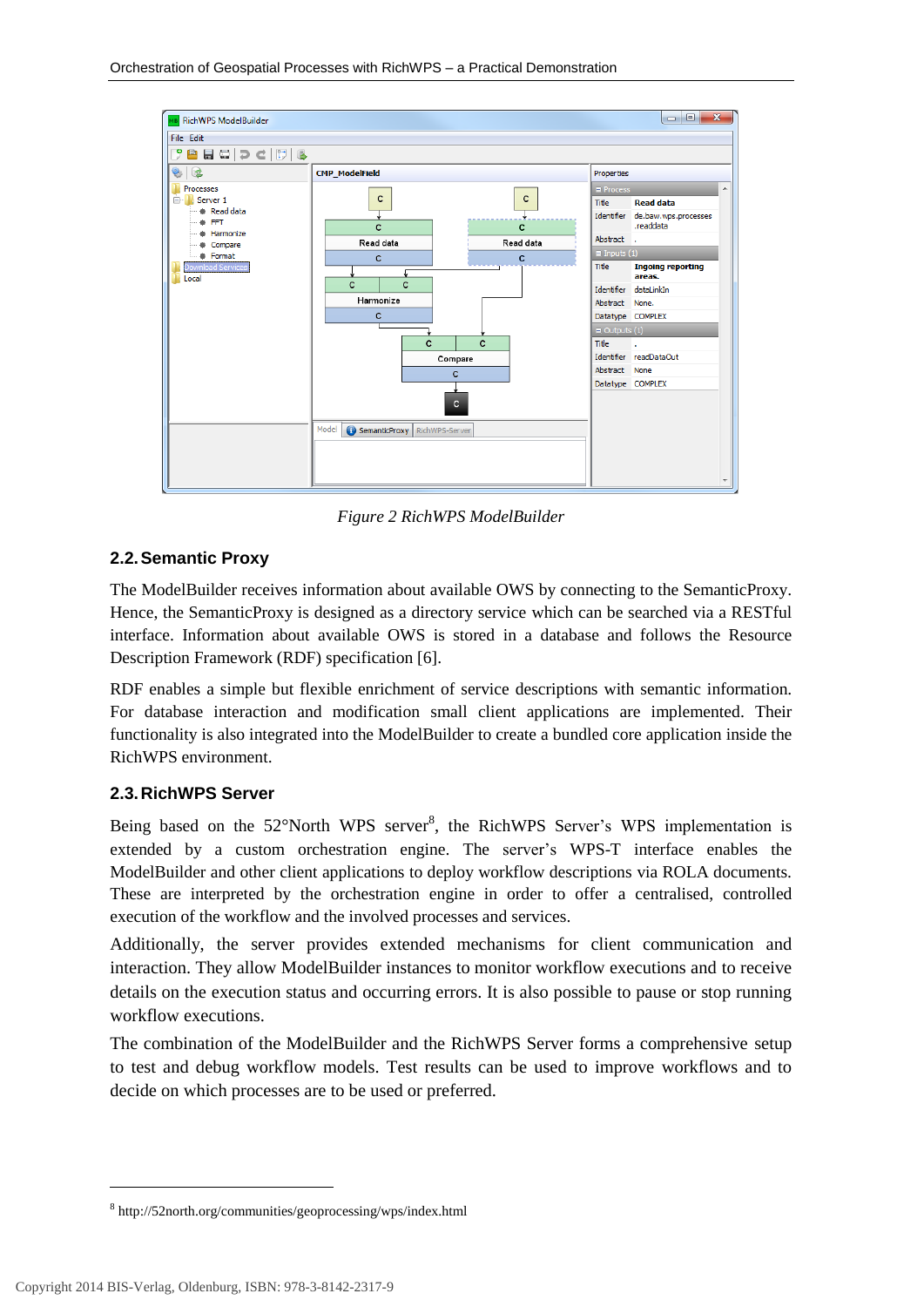*Figure 2 RichWPS ModelBuilder*

### 2.2. Semantic Proxy

The ModelBuilder receives information about available OWS by connecting to the SemanticProxy. Hence, the SemanticProxy is designed as a directory service which can be searched via a RESTful interface. Information about available OWS is stored in a database and follows the Resource Description Framework (RDF) specification [6].

RDF enables a simple but flexible enrichment of service descriptions with semantic information. For database interaction and modification small client applications are implemented. Their functionality is also integrated into the ModelBuilder to create a bundled core application inside the RichWPS environment.

### 2.3. RichWPS Server

Being based on the 52°North WPS server[8], the RichWPS Server's WPS implementation is extended by a custom orchestration engine. The server's WPS-T interface enables the ModelBuilder and other client applications to deploy workflow descriptions via ROLA documents. These are interpreted by the orchestration engine in order to offer a centralised, controlled execution of the workflow and the involved processes and services.

Additionally, the server provides extended mechanisms for client communication and interaction. They allow ModelBuilder instances to monitor workflow executions and to receive details on the execution status and occurring errors. It is also possible to pause or stop running workflow executions.

The combination of the ModelBuilder and the RichWPS Server forms a comprehensive setup to test and debug workflow models. Test results can be used to improve workflows and to decide on which processes are to be used or preferred.

[8] http://52north.org/communities/geoprocessing/wps/index.html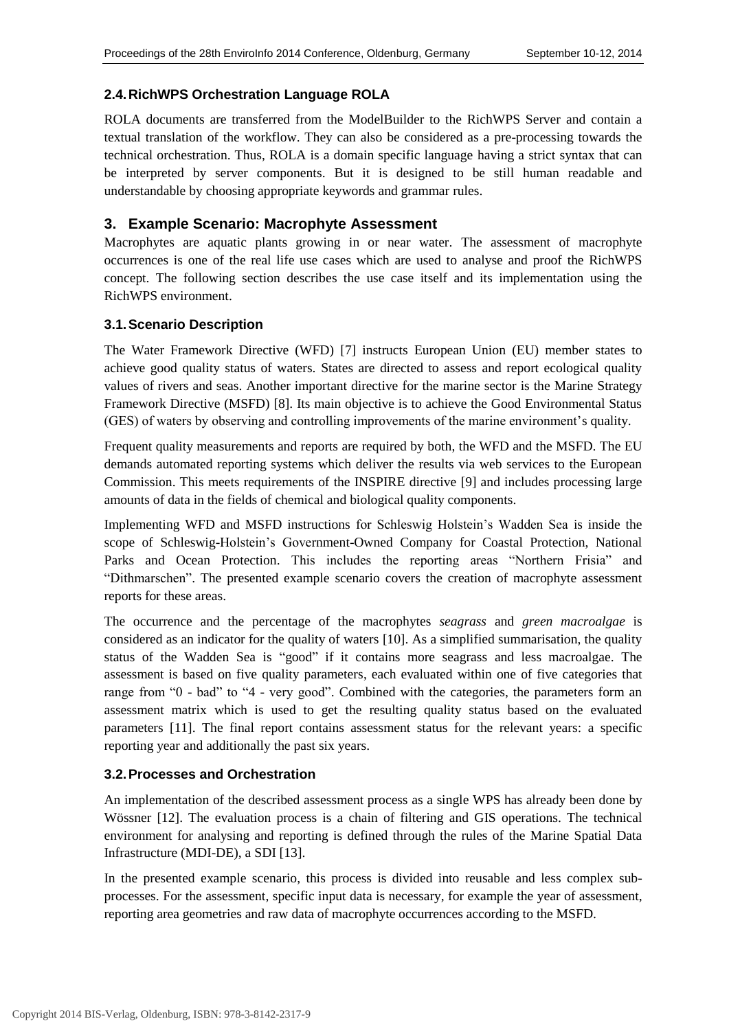### 2.4. RichWPS Orchestration Language ROLA

ROLA documents are transferred from the ModelBuilder to the RichWPS Server and contain a textual translation of the workflow. They can also be considered as a pre-processing towards the technical orchestration. Thus, ROLA is a domain specific language having a strict syntax that can be interpreted by server components. But it is designed to be still human readable and understandable by choosing appropriate keywords and grammar rules.

## 3. Example Scenario: Macrophyte Assessment

Macrophytes are aquatic plants growing in or near water. The assessment of macrophyte occurrences is one of the real life use cases which are used to analyse and proof the RichWPS concept. The following section describes the use case itself and its implementation using the RichWPS environment.

### 3.1. Scenario Description

The Water Framework Directive (WFD) [7] instructs European Union (EU) member states to achieve good quality status of waters. States are directed to assess and report ecological quality values of rivers and seas. Another important directive for the marine sector is the Marine Strategy Framework Directive (MSFD) [8]. Its main objective is to achieve the Good Environmental Status (GES) of waters by observing and controlling improvements of the marine environment's quality.

Frequent quality measurements and reports are required by both, the WFD and the MSFD. The EU demands automated reporting systems which deliver the results via web services to the European Commission. This meets requirements of the INSPIRE directive [9] and includes processing large amounts of data in the fields of chemical and biological quality components.

Implementing WFD and MSFD instructions for Schleswig Holstein's Wadden Sea is inside the scope of Schleswig-Holstein's Government-Owned Company for Coastal Protection, National Parks and Ocean Protection. This includes the reporting areas "Northern Frisia" and "Dithmarschen". The presented example scenario covers the creation of macrophyte assessment reports for these areas.

The occurrence and the percentage of the macrophytes *seagrass* and *green macroalgae* is considered as an indicator for the quality of waters [10]. As a simplified summarisation, the quality status of the Wadden Sea is "good" if it contains more seagrass and less macroalgae. The assessment is based on five quality parameters, each evaluated within one of five categories that range from "0 - bad" to "4 - very good". Combined with the categories, the parameters form an assessment matrix which is used to get the resulting quality status based on the evaluated parameters [11]. The final report contains assessment status for the relevant years: a specific reporting year and additionally the past six years.

### 3.2. Processes and Orchestration

An implementation of the described assessment process as a single WPS has already been done by Wössner [12]. The evaluation process is a chain of filtering and GIS operations. The technical environment for analysing and reporting is defined through the rules of the Marine Spatial Data Infrastructure (MDI-DE), a SDI [13].

In the presented example scenario, this process is divided into reusable and less complex sub-processes. For the assessment, specific input data is necessary, for example the year of assessment, reporting area geometries and raw data of macrophyte occurrences according to the MSFD.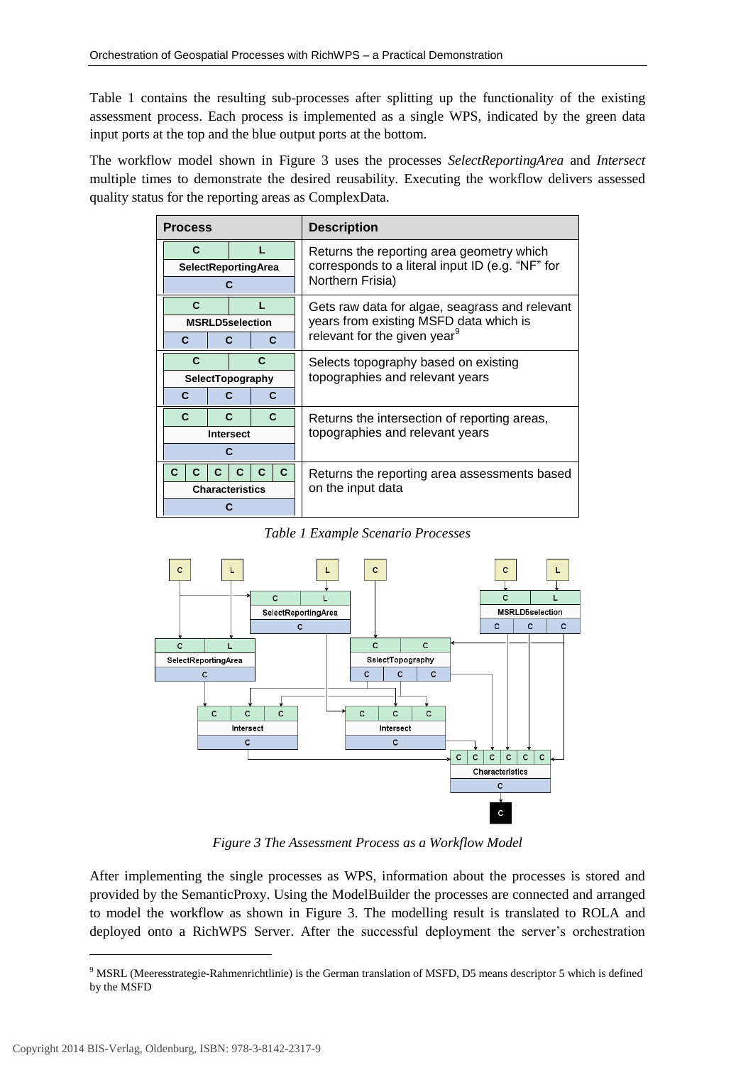Table 1 contains the resulting sub-processes after splitting up the functionality of the existing assessment process. Each process is implemented as a single WPS, indicated by the green data input ports at the top and the blue output ports at the bottom.

The workflow model shown in Figure 3 uses the processes *SelectReportingArea* and *Intersect* multiple times to demonstrate the desired reusability. Executing the workflow delivers assessed quality status for the reporting areas as ComplexData.

| Process | Description |
|---|---|
| Inputs: C, L<br>**SelectReportingArea**<br>Outputs: C | Returns the reporting area geometry which corresponds to a literal input ID (e.g. "NF" for Northern Frisia) |
| Inputs: C, L<br>**MSRLD5selection**<br>Outputs: C, C, C | Gets raw data for algae, seagrass and relevant years from existing MSFD data which is relevant for the given year[9] |
| Inputs: C, C<br>**SelectTopography**<br>Outputs: C, C, C | Selects topography based on existing topographies and relevant years |
| Inputs: C, C, C<br>**Intersect**<br>Outputs: C | Returns the intersection of reporting areas, topographies and relevant years |
| Inputs: C, C, C, C, C, C<br>**Characteristics**<br>Outputs: C | Returns the reporting area assessments based on the input data |

*Table 1 Example Scenario Processes*

*Figure 3 The Assessment Process as a Workflow Model*

After implementing the single processes as WPS, information about the processes is stored and provided by the SemanticProxy. Using the ModelBuilder the processes are connected and arranged to model the workflow as shown in Figure 3. The modelling result is translated to ROLA and deployed onto a RichWPS Server. After the successful deployment the server's orchestration

[9] MSRL (Meeresstrategie-Rahmenrichtlinie) is the German translation of MSFD, D5 means descriptor 5 which is defined by the MSFD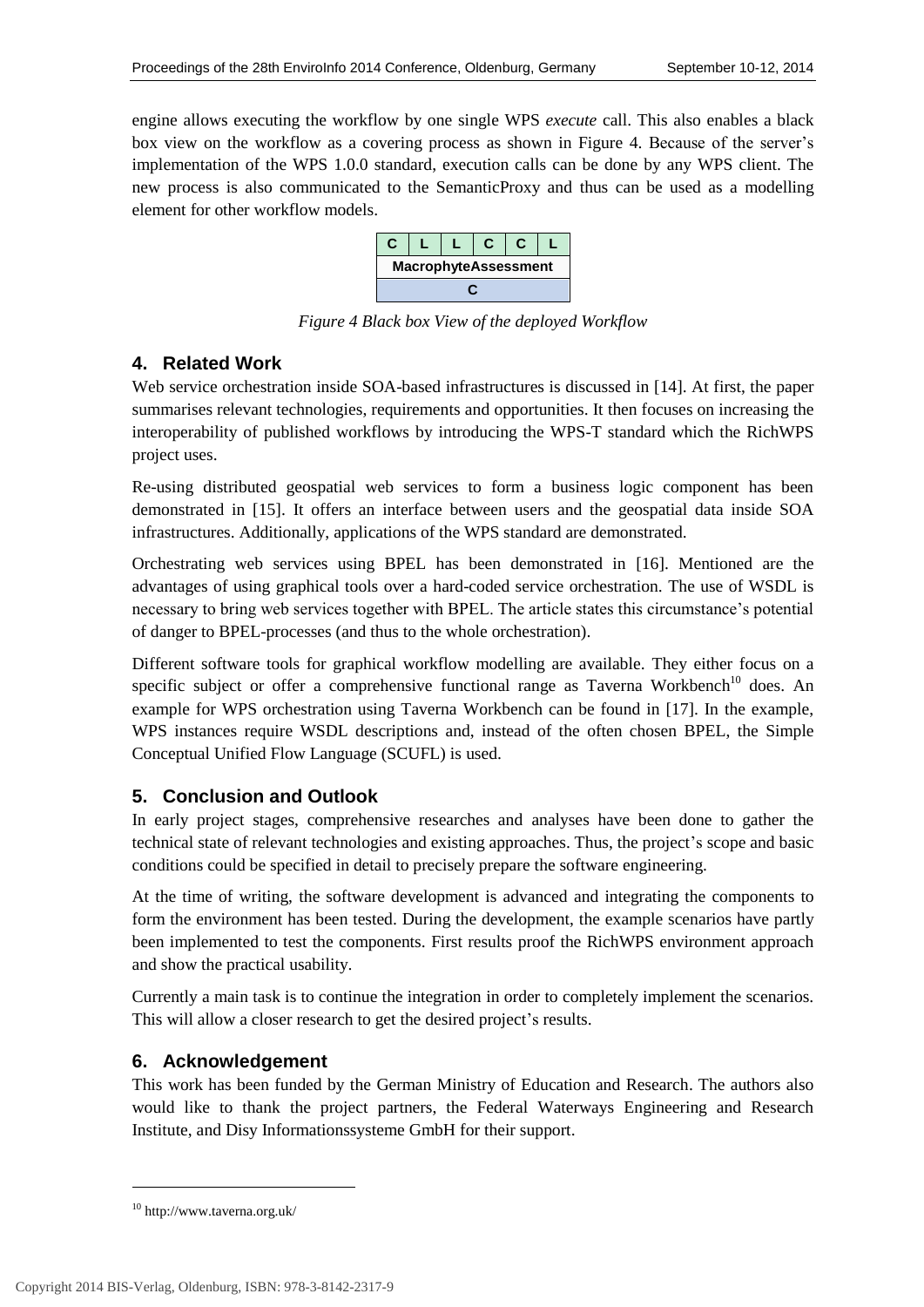engine allows executing the workflow by one single WPS *execute* call. This also enables a black box view on the workflow as a covering process as shown in Figure 4. Because of the server's implementation of the WPS 1.0.0 standard, execution calls can be done by any WPS client. The new process is also communicated to the SemanticProxy and thus can be used as a modelling element for other workflow models.

| C | L | L | C | C | L |
|---|---|---|---|---|---|
| MacrophyteAssessment | | | | | |
| C | | | | | |

*Figure 4 Black box View of the deployed Workflow*

## 4. Related Work

Web service orchestration inside SOA-based infrastructures is discussed in [14]. At first, the paper summarises relevant technologies, requirements and opportunities. It then focuses on increasing the interoperability of published workflows by introducing the WPS-T standard which the RichWPS project uses.

Re-using distributed geospatial web services to form a business logic component has been demonstrated in [15]. It offers an interface between users and the geospatial data inside SOA infrastructures. Additionally, applications of the WPS standard are demonstrated.

Orchestrating web services using BPEL has been demonstrated in [16]. Mentioned are the advantages of using graphical tools over a hard-coded service orchestration. The use of WSDL is necessary to bring web services together with BPEL. The article states this circumstance's potential of danger to BPEL-processes (and thus to the whole orchestration).

Different software tools for graphical workflow modelling are available. They either focus on a specific subject or offer a comprehensive functional range as Taverna Workbench[10] does. An example for WPS orchestration using Taverna Workbench can be found in [17]. In the example, WPS instances require WSDL descriptions and, instead of the often chosen BPEL, the Simple Conceptual Unified Flow Language (SCUFL) is used.

## 5. Conclusion and Outlook

In early project stages, comprehensive researches and analyses have been done to gather the technical state of relevant technologies and existing approaches. Thus, the project's scope and basic conditions could be specified in detail to precisely prepare the software engineering.

At the time of writing, the software development is advanced and integrating the components to form the environment has been tested. During the development, the example scenarios have partly been implemented to test the components. First results proof the RichWPS environment approach and show the practical usability.

Currently a main task is to continue the integration in order to completely implement the scenarios. This will allow a closer research to get the desired project's results.

## 6. Acknowledgement

This work has been funded by the German Ministry of Education and Research. The authors also would like to thank the project partners, the Federal Waterways Engineering and Research Institute, and Disy Informationssysteme GmbH for their support.

---

[10] http://www.taverna.org.uk/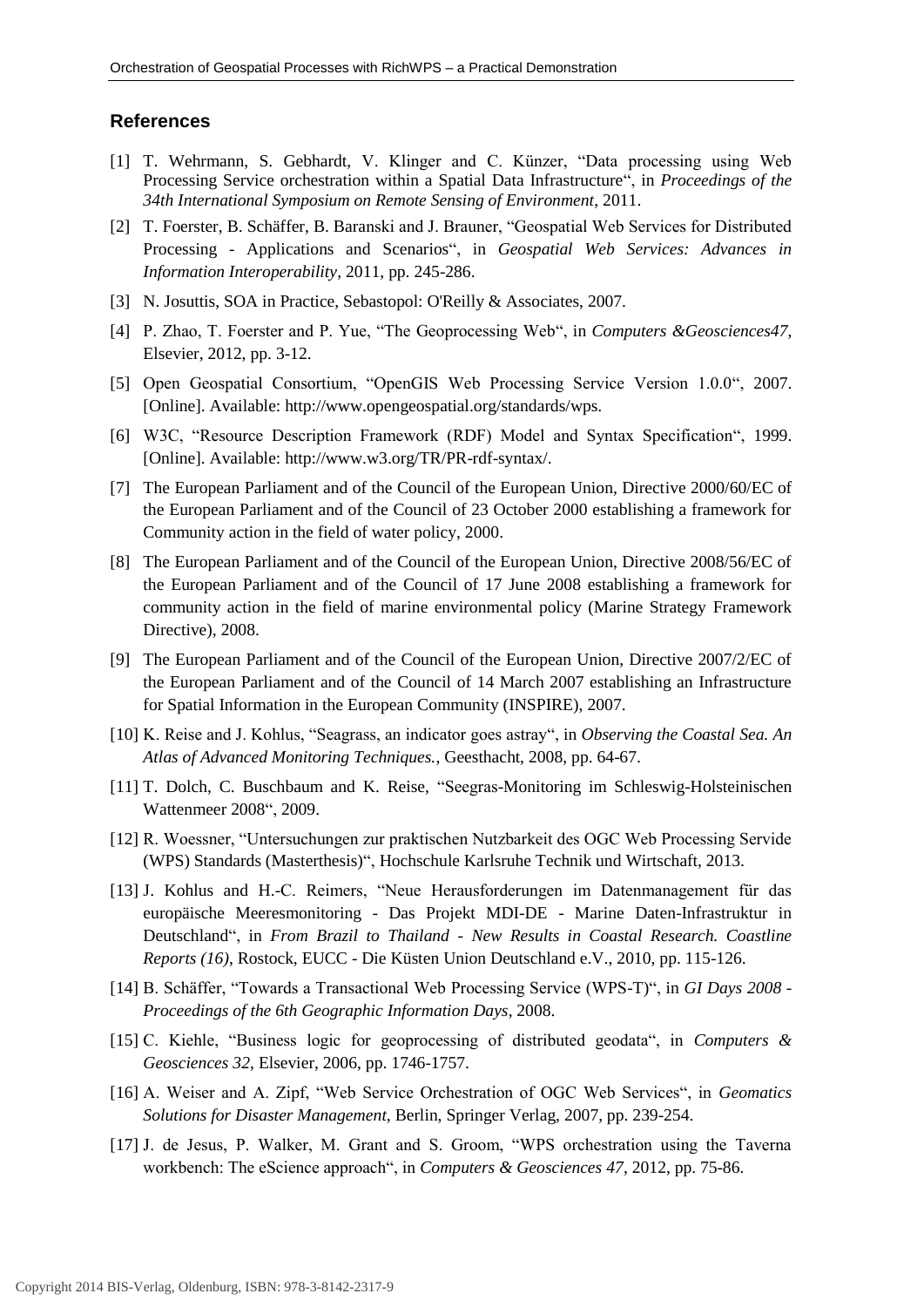## References

[1] T. Wehrmann, S. Gebhardt, V. Klinger and C. Künzer, "Data processing using Web Processing Service orchestration within a Spatial Data Infrastructure", in *Proceedings of the 34th International Symposium on Remote Sensing of Environment*, 2011.

[2] T. Foerster, B. Schäffer, B. Baranski and J. Brauner, "Geospatial Web Services for Distributed Processing - Applications and Scenarios", in *Geospatial Web Services: Advances in Information Interoperability*, 2011, pp. 245-286.

[3] N. Josuttis, SOA in Practice, Sebastopol: O'Reilly & Associates, 2007.

[4] P. Zhao, T. Foerster and P. Yue, "The Geoprocessing Web", in *Computers &Geosciences47*, Elsevier, 2012, pp. 3-12.

[5] Open Geospatial Consortium, "OpenGIS Web Processing Service Version 1.0.0", 2007. [Online]. Available: http://www.opengeospatial.org/standards/wps.

[6] W3C, "Resource Description Framework (RDF) Model and Syntax Specification", 1999. [Online]. Available: http://www.w3.org/TR/PR-rdf-syntax/.

[7] The European Parliament and of the Council of the European Union, Directive 2000/60/EC of the European Parliament and of the Council of 23 October 2000 establishing a framework for Community action in the field of water policy, 2000.

[8] The European Parliament and of the Council of the European Union, Directive 2008/56/EC of the European Parliament and of the Council of 17 June 2008 establishing a framework for community action in the field of marine environmental policy (Marine Strategy Framework Directive), 2008.

[9] The European Parliament and of the Council of the European Union, Directive 2007/2/EC of the European Parliament and of the Council of 14 March 2007 establishing an Infrastructure for Spatial Information in the European Community (INSPIRE), 2007.

[10] K. Reise and J. Kohlus, "Seagrass, an indicator goes astray", in *Observing the Coastal Sea. An Atlas of Advanced Monitoring Techniques.*, Geesthacht, 2008, pp. 64-67.

[11] T. Dolch, C. Buschbaum and K. Reise, "Seegras-Monitoring im Schleswig-Holsteinischen Wattenmeer 2008", 2009.

[12] R. Woessner, "Untersuchungen zur praktischen Nutzbarkeit des OGC Web Processing Servide (WPS) Standards (Masterthesis)", Hochschule Karlsruhe Technik und Wirtschaft, 2013.

[13] J. Kohlus and H.-C. Reimers, "Neue Herausforderungen im Datenmanagement für das europäische Meeresmonitoring - Das Projekt MDI-DE - Marine Daten-Infrastruktur in Deutschland", in *From Brazil to Thailand - New Results in Coastal Research. Coastline Reports (16)*, Rostock, EUCC - Die Küsten Union Deutschland e.V., 2010, pp. 115-126.

[14] B. Schäffer, "Towards a Transactional Web Processing Service (WPS-T)", in *GI Days 2008 - Proceedings of the 6th Geographic Information Days*, 2008.

[15] C. Kiehle, "Business logic for geoprocessing of distributed geodata", in *Computers & Geosciences 32*, Elsevier, 2006, pp. 1746-1757.

[16] A. Weiser and A. Zipf, "Web Service Orchestration of OGC Web Services", in *Geomatics Solutions for Disaster Management*, Berlin, Springer Verlag, 2007, pp. 239-254.

[17] J. de Jesus, P. Walker, M. Grant and S. Groom, "WPS orchestration using the Taverna workbench: The eScience approach", in *Computers & Geosciences 47*, 2012, pp. 75-86.

Copyright 2014 BIS-Verlag, Oldenburg, ISBN: 978-3-8142-2317-9